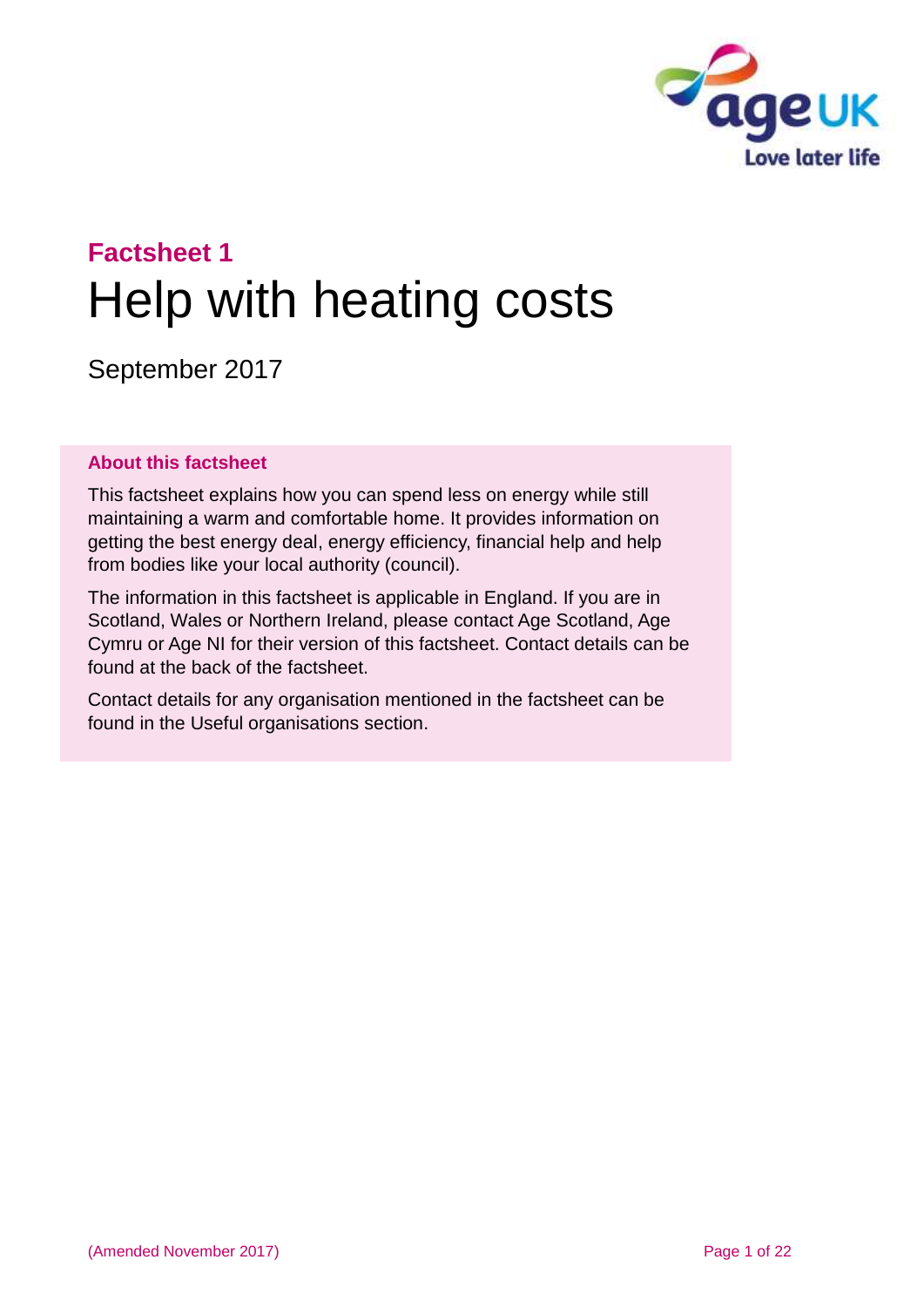**Factsheet 1**

# Help with heating costs

September 2017

**About this factsheet**

This factsheet explains how you can spend less on energy while still maintaining a warm and comfortable home. It provides information on getting the best energy deal, energy efficiency, financial help and help from bodies like your local authority (council).

The information in this factsheet is applicable in England. If you are in Scotland, Wales or Northern Ireland, please contact Age Scotland, Age Cymru or Age NI for their version of this factsheet. Contact details can be found at the back of the factsheet.

Contact details for any organisation mentioned in the factsheet can be found in the Useful organisations section.

(Amended November 2017)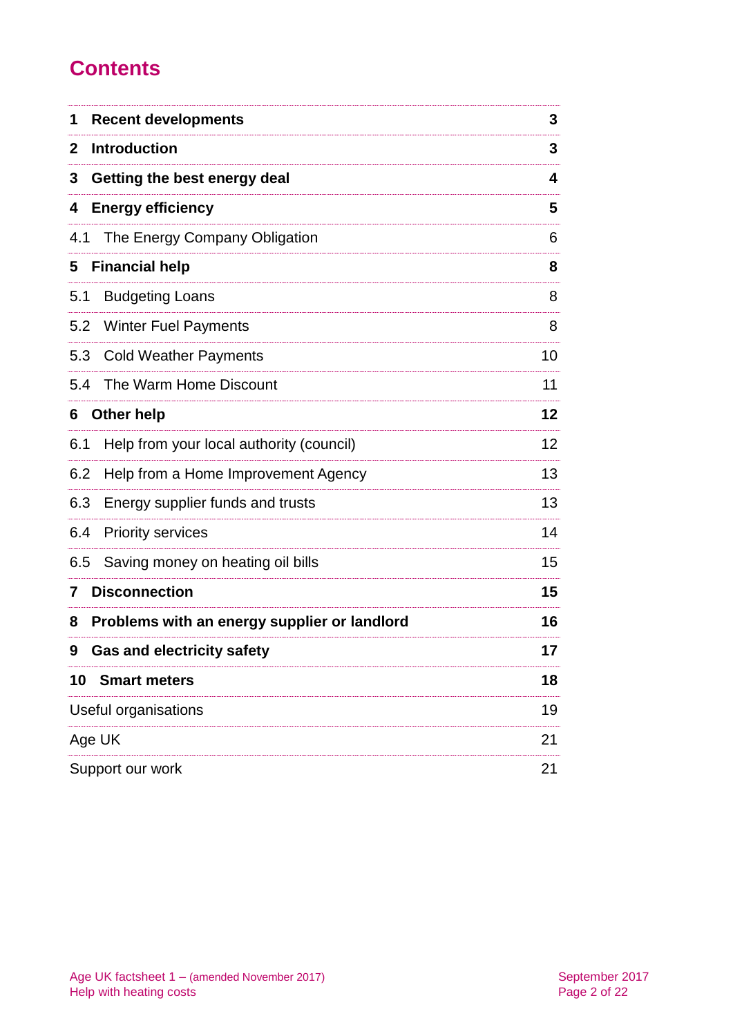# Contents

| | |
|---|---|
| **1 Recent developments** | **3** |
| **2 Introduction** | **3** |
| **3 Getting the best energy deal** | **4** |
| **4 Energy efficiency** | **5** |
| 4.1 The Energy Company Obligation | 6 |
| **5 Financial help** | **8** |
| 5.1 Budgeting Loans | 8 |
| 5.2 Winter Fuel Payments | 8 |
| 5.3 Cold Weather Payments | 10 |
| 5.4 The Warm Home Discount | 11 |
| **6 Other help** | **12** |
| 6.1 Help from your local authority (council) | 12 |
| 6.2 Help from a Home Improvement Agency | 13 |
| 6.3 Energy supplier funds and trusts | 13 |
| 6.4 Priority services | 14 |
| 6.5 Saving money on heating oil bills | 15 |
| **7 Disconnection** | **15** |
| **8 Problems with an energy supplier or landlord** | **16** |
| **9 Gas and electricity safety** | **17** |
| **10 Smart meters** | **18** |
| Useful organisations | 19 |
| Age UK | 21 |
| Support our work | 21 |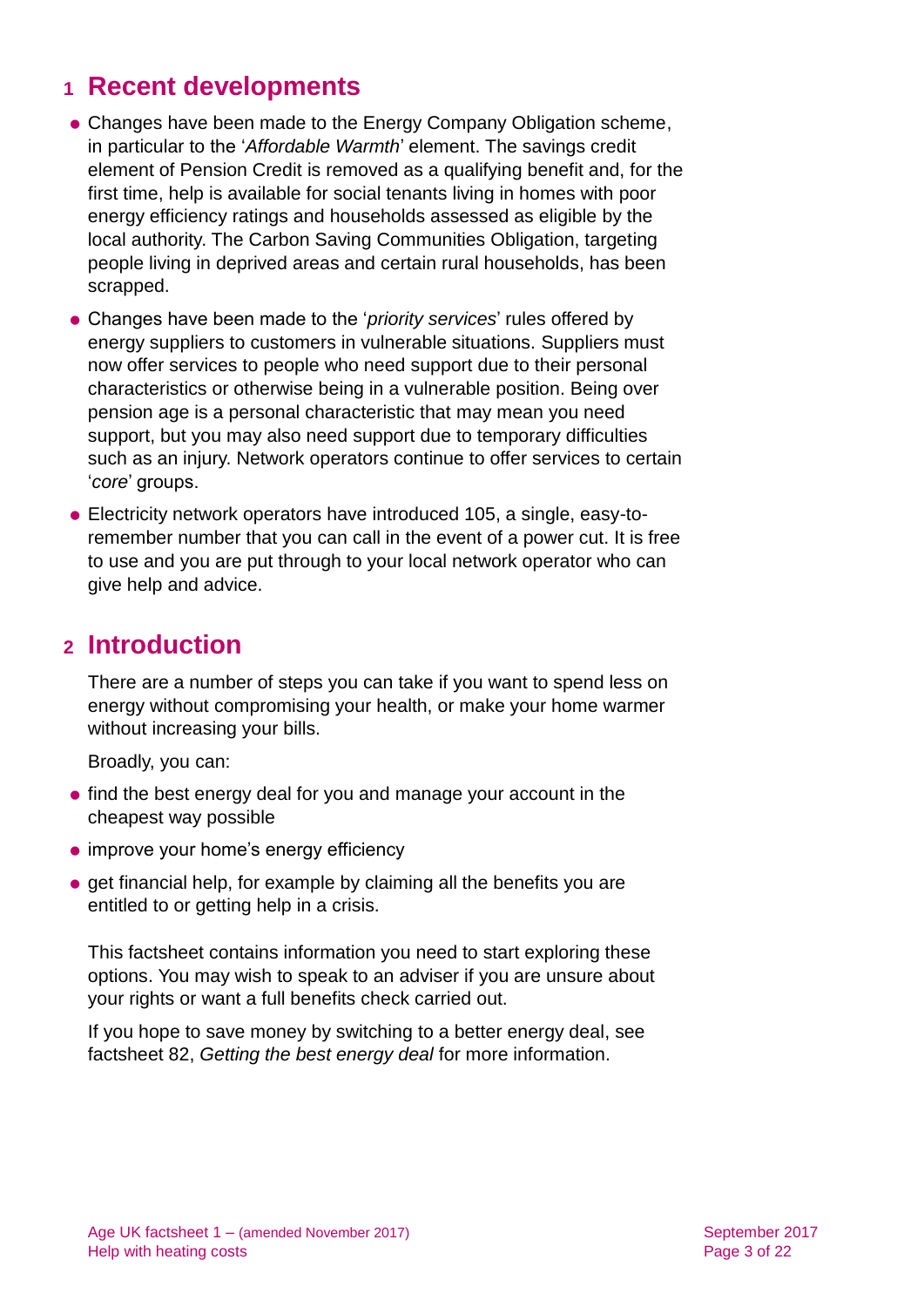## 1 Recent developments

- Changes have been made to the Energy Company Obligation scheme, in particular to the '*Affordable Warmth*' element. The savings credit element of Pension Credit is removed as a qualifying benefit and, for the first time, help is available for social tenants living in homes with poor energy efficiency ratings and households assessed as eligible by the local authority. The Carbon Saving Communities Obligation, targeting people living in deprived areas and certain rural households, has been scrapped.
- Changes have been made to the '*priority services*' rules offered by energy suppliers to customers in vulnerable situations. Suppliers must now offer services to people who need support due to their personal characteristics or otherwise being in a vulnerable position. Being over pension age is a personal characteristic that may mean you need support, but you may also need support due to temporary difficulties such as an injury. Network operators continue to offer services to certain '*core*' groups.
- Electricity network operators have introduced 105, a single, easy-to-remember number that you can call in the event of a power cut. It is free to use and you are put through to your local network operator who can give help and advice.

## 2 Introduction

There are a number of steps you can take if you want to spend less on energy without compromising your health, or make your home warmer without increasing your bills.

Broadly, you can:

- find the best energy deal for you and manage your account in the cheapest way possible
- improve your home's energy efficiency
- get financial help, for example by claiming all the benefits you are entitled to or getting help in a crisis.

This factsheet contains information you need to start exploring these options. You may wish to speak to an adviser if you are unsure about your rights or want a full benefits check carried out.

If you hope to save money by switching to a better energy deal, see factsheet 82, *Getting the best energy deal* for more information.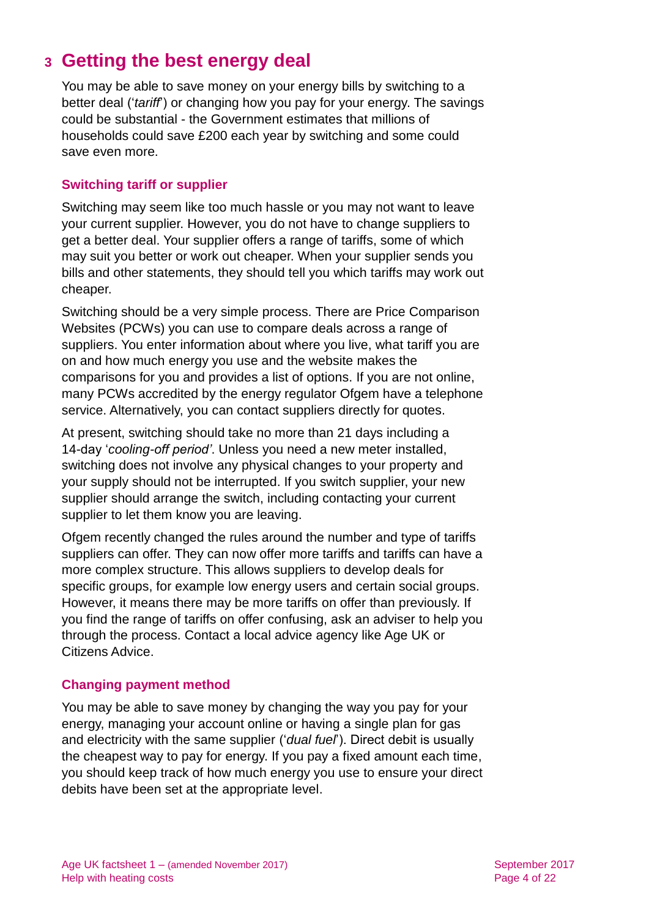## 3 Getting the best energy deal

You may be able to save money on your energy bills by switching to a better deal ('*tariff*') or changing how you pay for your energy. The savings could be substantial - the Government estimates that millions of households could save £200 each year by switching and some could save even more.

### Switching tariff or supplier

Switching may seem like too much hassle or you may not want to leave your current supplier. However, you do not have to change suppliers to get a better deal. Your supplier offers a range of tariffs, some of which may suit you better or work out cheaper. When your supplier sends you bills and other statements, they should tell you which tariffs may work out cheaper.

Switching should be a very simple process. There are Price Comparison Websites (PCWs) you can use to compare deals across a range of suppliers. You enter information about where you live, what tariff you are on and how much energy you use and the website makes the comparisons for you and provides a list of options. If you are not online, many PCWs accredited by the energy regulator Ofgem have a telephone service. Alternatively, you can contact suppliers directly for quotes.

At present, switching should take no more than 21 days including a 14-day '*cooling-off period'*. Unless you need a new meter installed, switching does not involve any physical changes to your property and your supply should not be interrupted. If you switch supplier, your new supplier should arrange the switch, including contacting your current supplier to let them know you are leaving.

Ofgem recently changed the rules around the number and type of tariffs suppliers can offer. They can now offer more tariffs and tariffs can have a more complex structure. This allows suppliers to develop deals for specific groups, for example low energy users and certain social groups. However, it means there may be more tariffs on offer than previously. If you find the range of tariffs on offer confusing, ask an adviser to help you through the process. Contact a local advice agency like Age UK or Citizens Advice.

### Changing payment method

You may be able to save money by changing the way you pay for your energy, managing your account online or having a single plan for gas and electricity with the same supplier ('*dual fuel*'). Direct debit is usually the cheapest way to pay for energy. If you pay a fixed amount each time, you should keep track of how much energy you use to ensure your direct debits have been set at the appropriate level.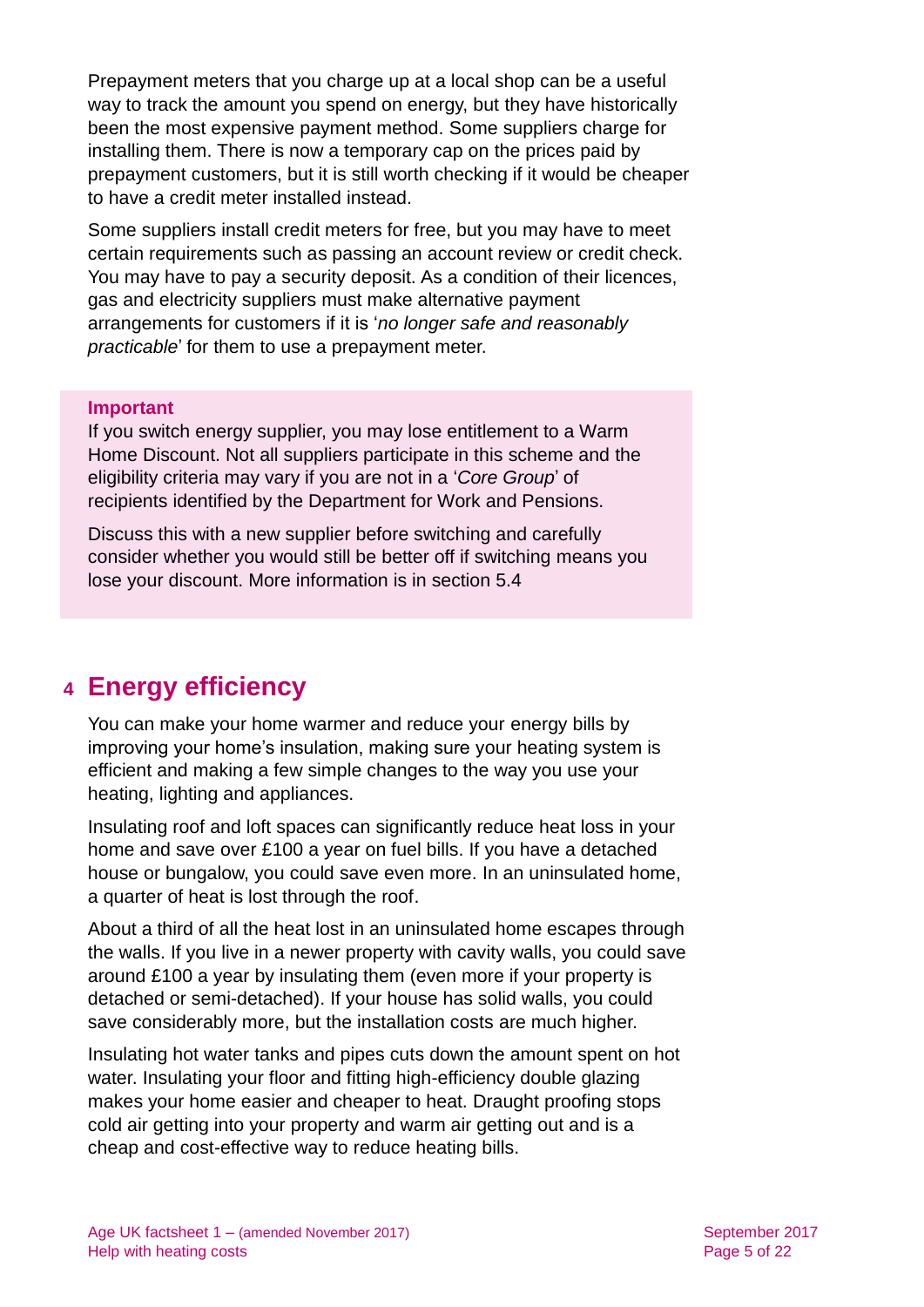Prepayment meters that you charge up at a local shop can be a useful way to track the amount you spend on energy, but they have historically been the most expensive payment method. Some suppliers charge for installing them. There is now a temporary cap on the prices paid by prepayment customers, but it is still worth checking if it would be cheaper to have a credit meter installed instead.

Some suppliers install credit meters for free, but you may have to meet certain requirements such as passing an account review or credit check. You may have to pay a security deposit. As a condition of their licences, gas and electricity suppliers must make alternative payment arrangements for customers if it is '*no longer safe and reasonably practicable*' for them to use a prepayment meter.

**Important**

If you switch energy supplier, you may lose entitlement to a Warm Home Discount. Not all suppliers participate in this scheme and the eligibility criteria may vary if you are not in a '*Core Group*' of recipients identified by the Department for Work and Pensions.

Discuss this with a new supplier before switching and carefully consider whether you would still be better off if switching means you lose your discount. More information is in section 5.4

## 4 Energy efficiency

You can make your home warmer and reduce your energy bills by improving your home's insulation, making sure your heating system is efficient and making a few simple changes to the way you use your heating, lighting and appliances.

Insulating roof and loft spaces can significantly reduce heat loss in your home and save over £100 a year on fuel bills. If you have a detached house or bungalow, you could save even more. In an uninsulated home, a quarter of heat is lost through the roof.

About a third of all the heat lost in an uninsulated home escapes through the walls. If you live in a newer property with cavity walls, you could save around £100 a year by insulating them (even more if your property is detached or semi-detached). If your house has solid walls, you could save considerably more, but the installation costs are much higher.

Insulating hot water tanks and pipes cuts down the amount spent on hot water. Insulating your floor and fitting high-efficiency double glazing makes your home easier and cheaper to heat. Draught proofing stops cold air getting into your property and warm air getting out and is a cheap and cost-effective way to reduce heating bills.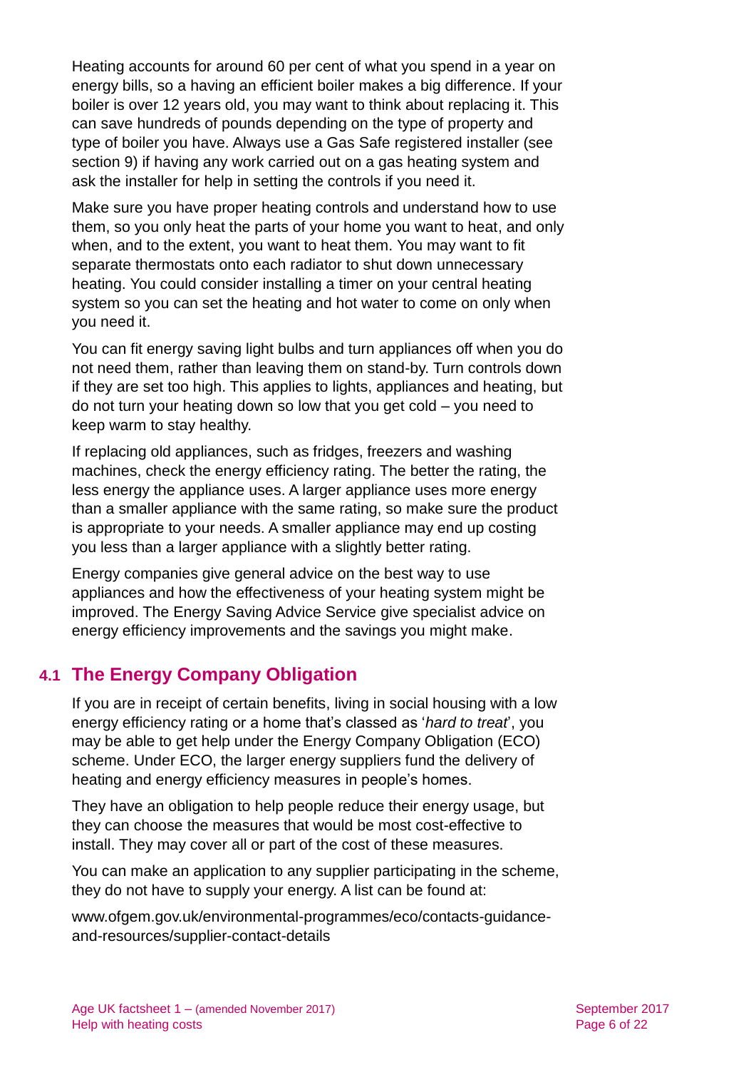Heating accounts for around 60 per cent of what you spend in a year on energy bills, so a having an efficient boiler makes a big difference. If your boiler is over 12 years old, you may want to think about replacing it. This can save hundreds of pounds depending on the type of property and type of boiler you have. Always use a Gas Safe registered installer (see section 9) if having any work carried out on a gas heating system and ask the installer for help in setting the controls if you need it.

Make sure you have proper heating controls and understand how to use them, so you only heat the parts of your home you want to heat, and only when, and to the extent, you want to heat them. You may want to fit separate thermostats onto each radiator to shut down unnecessary heating. You could consider installing a timer on your central heating system so you can set the heating and hot water to come on only when you need it.

You can fit energy saving light bulbs and turn appliances off when you do not need them, rather than leaving them on stand-by. Turn controls down if they are set too high. This applies to lights, appliances and heating, but do not turn your heating down so low that you get cold – you need to keep warm to stay healthy.

If replacing old appliances, such as fridges, freezers and washing machines, check the energy efficiency rating. The better the rating, the less energy the appliance uses. A larger appliance uses more energy than a smaller appliance with the same rating, so make sure the product is appropriate to your needs. A smaller appliance may end up costing you less than a larger appliance with a slightly better rating.

Energy companies give general advice on the best way to use appliances and how the effectiveness of your heating system might be improved. The Energy Saving Advice Service give specialist advice on energy efficiency improvements and the savings you might make.

## 4.1 The Energy Company Obligation

If you are in receipt of certain benefits, living in social housing with a low energy efficiency rating or a home that's classed as '*hard to treat*', you may be able to get help under the Energy Company Obligation (ECO) scheme. Under ECO, the larger energy suppliers fund the delivery of heating and energy efficiency measures in people's homes.

They have an obligation to help people reduce their energy usage, but they can choose the measures that would be most cost-effective to install. They may cover all or part of the cost of these measures.

You can make an application to any supplier participating in the scheme, they do not have to supply your energy. A list can be found at:

www.ofgem.gov.uk/environmental-programmes/eco/contacts-guidance-and-resources/supplier-contact-details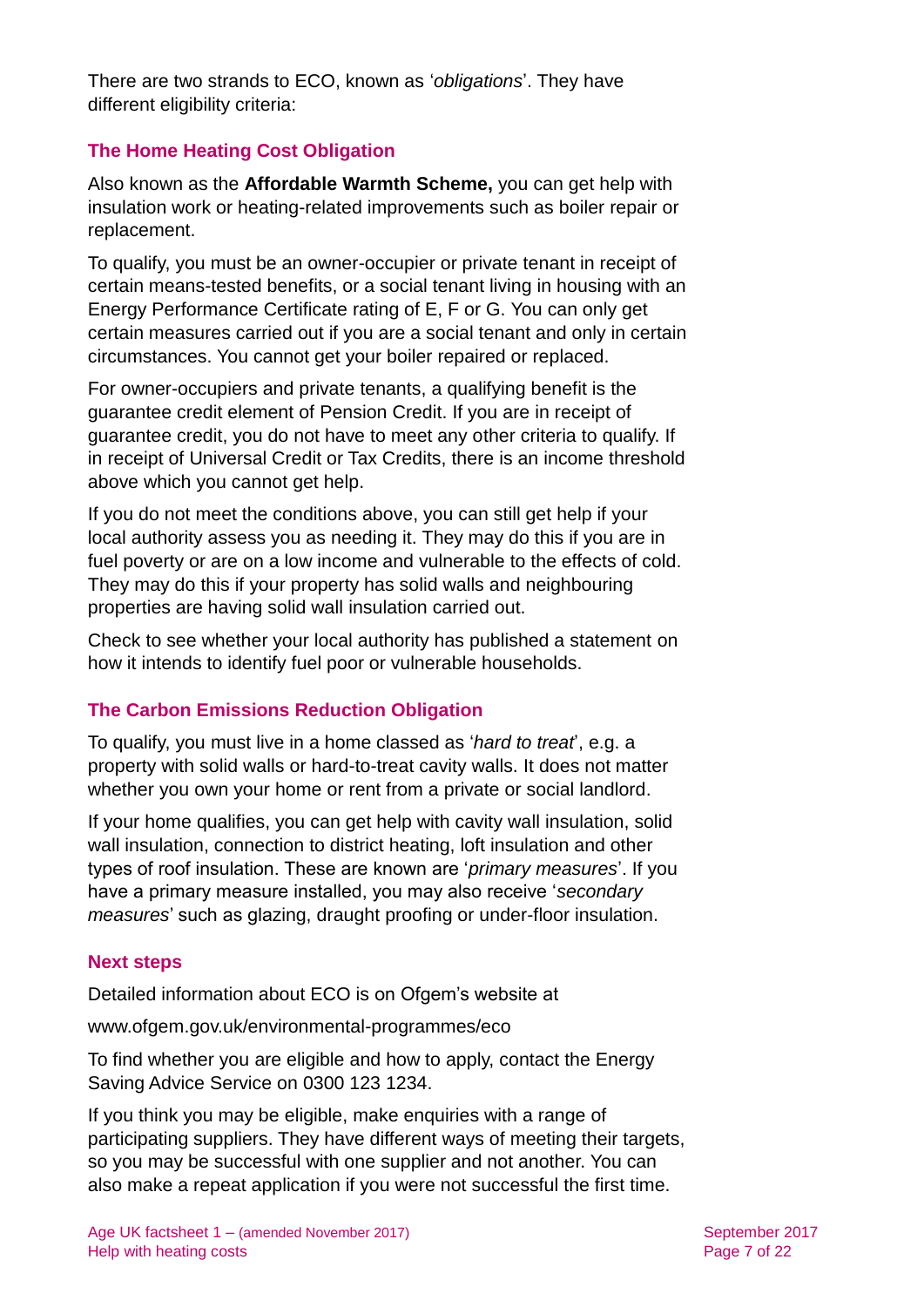There are two strands to ECO, known as '*obligations*'. They have different eligibility criteria:

### The Home Heating Cost Obligation

Also known as the **Affordable Warmth Scheme,** you can get help with insulation work or heating-related improvements such as boiler repair or replacement.

To qualify, you must be an owner-occupier or private tenant in receipt of certain means-tested benefits, or a social tenant living in housing with an Energy Performance Certificate rating of E, F or G. You can only get certain measures carried out if you are a social tenant and only in certain circumstances. You cannot get your boiler repaired or replaced.

For owner-occupiers and private tenants, a qualifying benefit is the guarantee credit element of Pension Credit. If you are in receipt of guarantee credit, you do not have to meet any other criteria to qualify. If in receipt of Universal Credit or Tax Credits, there is an income threshold above which you cannot get help.

If you do not meet the conditions above, you can still get help if your local authority assess you as needing it. They may do this if you are in fuel poverty or are on a low income and vulnerable to the effects of cold. They may do this if your property has solid walls and neighbouring properties are having solid wall insulation carried out.

Check to see whether your local authority has published a statement on how it intends to identify fuel poor or vulnerable households.

### The Carbon Emissions Reduction Obligation

To qualify, you must live in a home classed as '*hard to treat*', e.g. a property with solid walls or hard-to-treat cavity walls. It does not matter whether you own your home or rent from a private or social landlord.

If your home qualifies, you can get help with cavity wall insulation, solid wall insulation, connection to district heating, loft insulation and other types of roof insulation. These are known are '*primary measures*'. If you have a primary measure installed, you may also receive '*secondary measures*' such as glazing, draught proofing or under-floor insulation.

### Next steps

Detailed information about ECO is on Ofgem's website at

www.ofgem.gov.uk/environmental-programmes/eco

To find whether you are eligible and how to apply, contact the Energy Saving Advice Service on 0300 123 1234.

If you think you may be eligible, make enquiries with a range of participating suppliers. They have different ways of meeting their targets, so you may be successful with one supplier and not another. You can also make a repeat application if you were not successful the first time.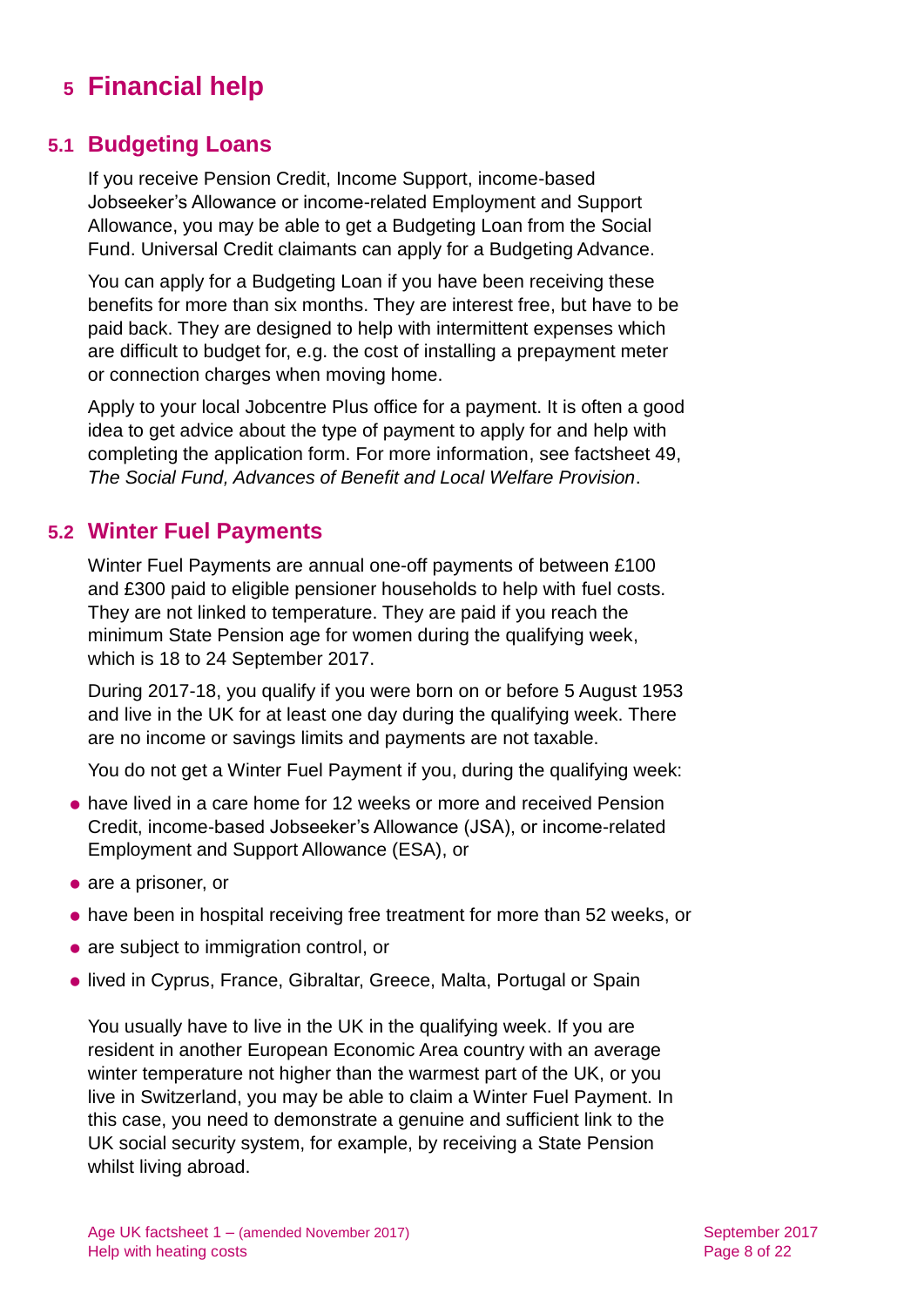# 5 Financial help

## 5.1 Budgeting Loans

If you receive Pension Credit, Income Support, income-based Jobseeker's Allowance or income-related Employment and Support Allowance, you may be able to get a Budgeting Loan from the Social Fund. Universal Credit claimants can apply for a Budgeting Advance.

You can apply for a Budgeting Loan if you have been receiving these benefits for more than six months. They are interest free, but have to be paid back. They are designed to help with intermittent expenses which are difficult to budget for, e.g. the cost of installing a prepayment meter or connection charges when moving home.

Apply to your local Jobcentre Plus office for a payment. It is often a good idea to get advice about the type of payment to apply for and help with completing the application form. For more information, see factsheet 49, *The Social Fund, Advances of Benefit and Local Welfare Provision*.

## 5.2 Winter Fuel Payments

Winter Fuel Payments are annual one-off payments of between £100 and £300 paid to eligible pensioner households to help with fuel costs. They are not linked to temperature. They are paid if you reach the minimum State Pension age for women during the qualifying week, which is 18 to 24 September 2017.

During 2017-18, you qualify if you were born on or before 5 August 1953 and live in the UK for at least one day during the qualifying week. There are no income or savings limits and payments are not taxable.

You do not get a Winter Fuel Payment if you, during the qualifying week:

- have lived in a care home for 12 weeks or more and received Pension Credit, income-based Jobseeker's Allowance (JSA), or income-related Employment and Support Allowance (ESA), or
- are a prisoner, or
- have been in hospital receiving free treatment for more than 52 weeks, or
- are subject to immigration control, or
- lived in Cyprus, France, Gibraltar, Greece, Malta, Portugal or Spain

You usually have to live in the UK in the qualifying week. If you are resident in another European Economic Area country with an average winter temperature not higher than the warmest part of the UK, or you live in Switzerland, you may be able to claim a Winter Fuel Payment. In this case, you need to demonstrate a genuine and sufficient link to the UK social security system, for example, by receiving a State Pension whilst living abroad.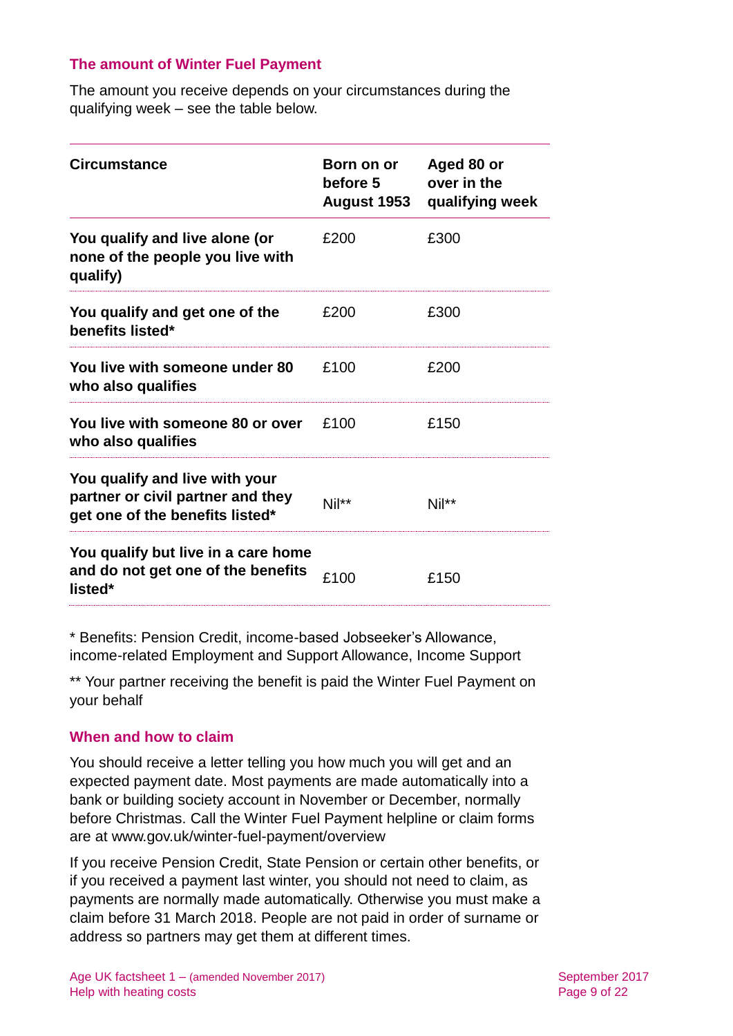### The amount of Winter Fuel Payment

The amount you receive depends on your circumstances during the qualifying week – see the table below.

| Circumstance | Born on or before 5 August 1953 | Aged 80 or over in the qualifying week |
|---|---|---|
| **You qualify and live alone (or none of the people you live with qualify)** | £200 | £300 |
| **You qualify and get one of the benefits listed*** | £200 | £300 |
| **You live with someone under 80 who also qualifies** | £100 | £200 |
| **You live with someone 80 or over who also qualifies** | £100 | £150 |
| **You qualify and live with your partner or civil partner and they get one of the benefits listed*** | Nil** | Nil** |
| **You qualify but live in a care home and do not get one of the benefits listed*** | £100 | £150 |

* Benefits: Pension Credit, income-based Jobseeker's Allowance, income-related Employment and Support Allowance, Income Support

** Your partner receiving the benefit is paid the Winter Fuel Payment on your behalf

### When and how to claim

You should receive a letter telling you how much you will get and an expected payment date. Most payments are made automatically into a bank or building society account in November or December, normally before Christmas. Call the Winter Fuel Payment helpline or claim forms are at www.gov.uk/winter-fuel-payment/overview

If you receive Pension Credit, State Pension or certain other benefits, or if you received a payment last winter, you should not need to claim, as payments are normally made automatically. Otherwise you must make a claim before 31 March 2018. People are not paid in order of surname or address so partners may get them at different times.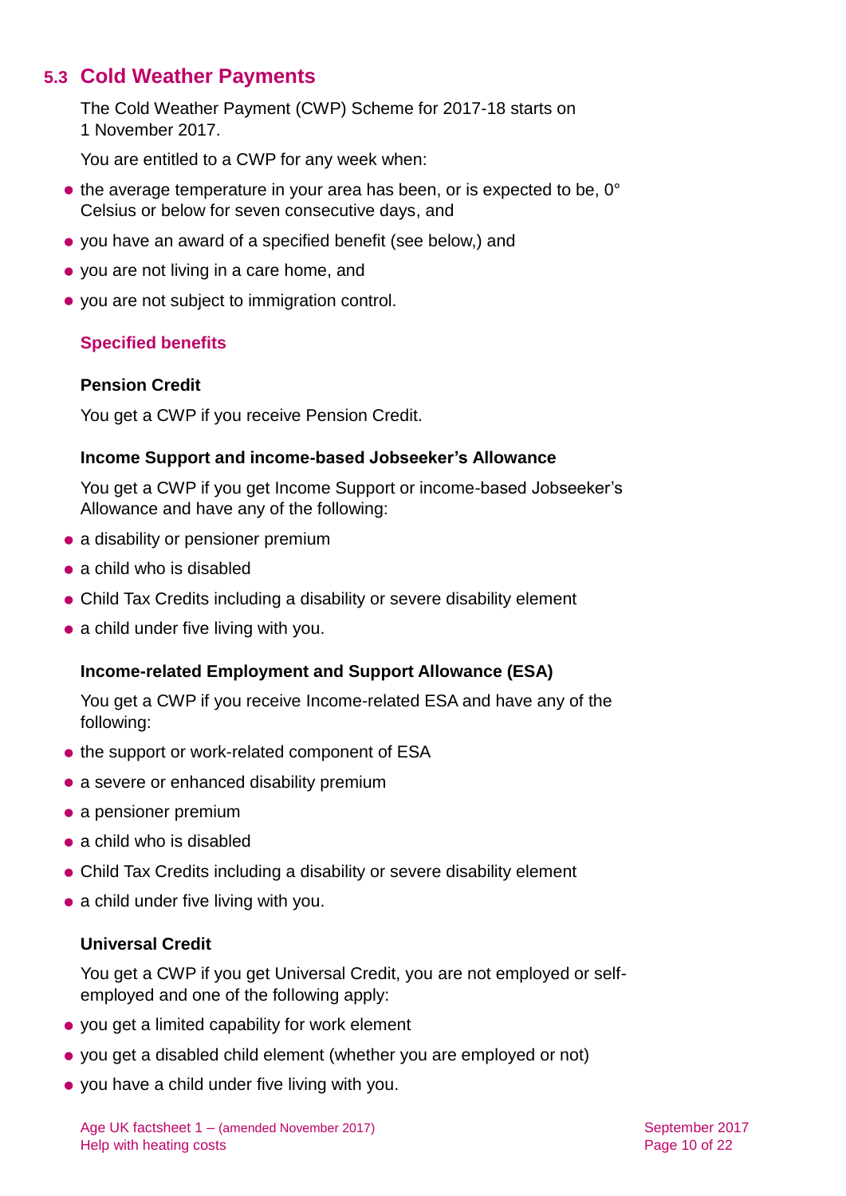## 5.3 Cold Weather Payments

The Cold Weather Payment (CWP) Scheme for 2017-18 starts on 1 November 2017.

You are entitled to a CWP for any week when:

- the average temperature in your area has been, or is expected to be, 0° Celsius or below for seven consecutive days, and
- you have an award of a specified benefit (see below,) and
- you are not living in a care home, and
- you are not subject to immigration control.

### Specified benefits

#### Pension Credit

You get a CWP if you receive Pension Credit.

#### Income Support and income-based Jobseeker's Allowance

You get a CWP if you get Income Support or income-based Jobseeker's Allowance and have any of the following:

- a disability or pensioner premium
- a child who is disabled
- Child Tax Credits including a disability or severe disability element
- a child under five living with you.

#### Income-related Employment and Support Allowance (ESA)

You get a CWP if you receive Income-related ESA and have any of the following:

- the support or work-related component of ESA
- a severe or enhanced disability premium
- a pensioner premium
- a child who is disabled
- Child Tax Credits including a disability or severe disability element
- a child under five living with you.

#### Universal Credit

You get a CWP if you get Universal Credit, you are not employed or self-employed and one of the following apply:

- you get a limited capability for work element
- you get a disabled child element (whether you are employed or not)
- you have a child under five living with you.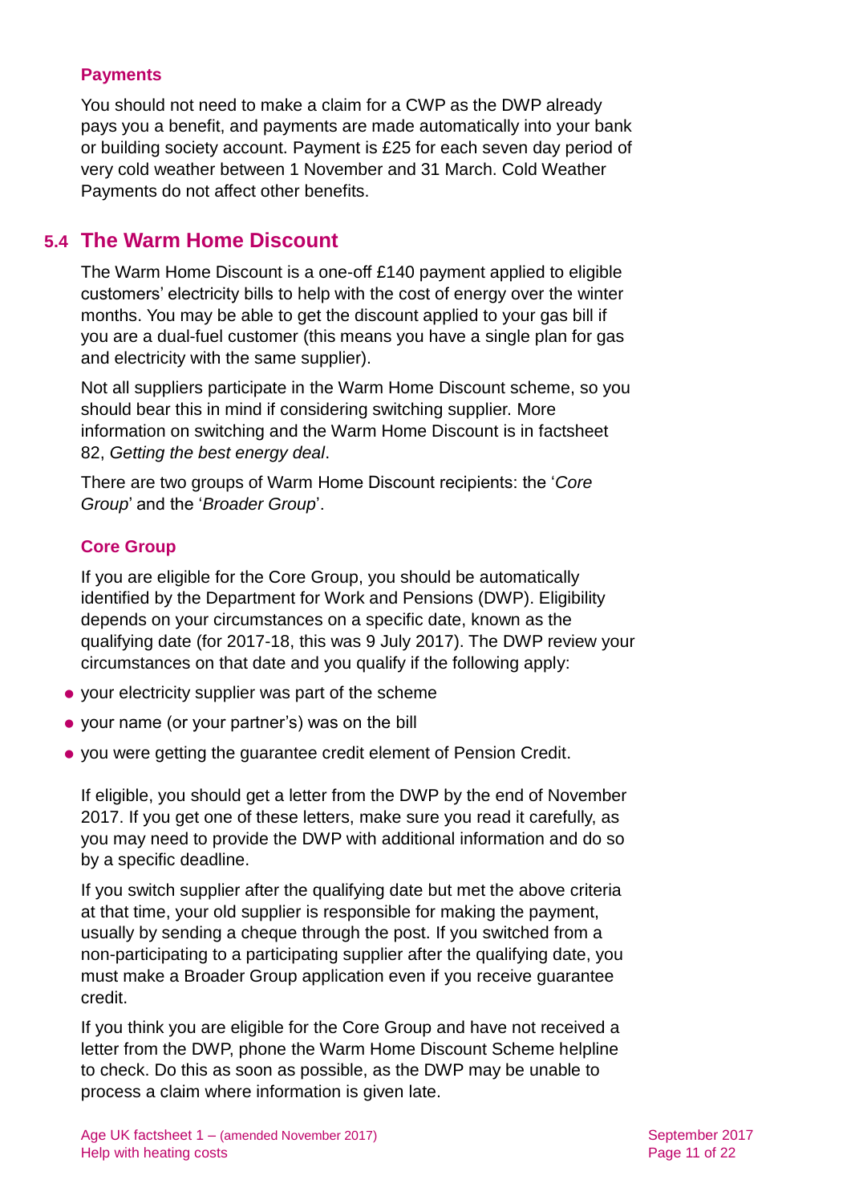#### Payments

You should not need to make a claim for a CWP as the DWP already pays you a benefit, and payments are made automatically into your bank or building society account. Payment is £25 for each seven day period of very cold weather between 1 November and 31 March. Cold Weather Payments do not affect other benefits.

### 5.4 The Warm Home Discount

The Warm Home Discount is a one-off £140 payment applied to eligible customers' electricity bills to help with the cost of energy over the winter months. You may be able to get the discount applied to your gas bill if you are a dual-fuel customer (this means you have a single plan for gas and electricity with the same supplier).

Not all suppliers participate in the Warm Home Discount scheme, so you should bear this in mind if considering switching supplier. More information on switching and the Warm Home Discount is in factsheet 82, *Getting the best energy deal*.

There are two groups of Warm Home Discount recipients: the '*Core Group*' and the '*Broader Group*'.

#### Core Group

If you are eligible for the Core Group, you should be automatically identified by the Department for Work and Pensions (DWP). Eligibility depends on your circumstances on a specific date, known as the qualifying date (for 2017-18, this was 9 July 2017). The DWP review your circumstances on that date and you qualify if the following apply:

- your electricity supplier was part of the scheme
- your name (or your partner's) was on the bill
- you were getting the guarantee credit element of Pension Credit.

If eligible, you should get a letter from the DWP by the end of November 2017. If you get one of these letters, make sure you read it carefully, as you may need to provide the DWP with additional information and do so by a specific deadline.

If you switch supplier after the qualifying date but met the above criteria at that time, your old supplier is responsible for making the payment, usually by sending a cheque through the post. If you switched from a non-participating to a participating supplier after the qualifying date, you must make a Broader Group application even if you receive guarantee credit.

If you think you are eligible for the Core Group and have not received a letter from the DWP, phone the Warm Home Discount Scheme helpline to check. Do this as soon as possible, as the DWP may be unable to process a claim where information is given late.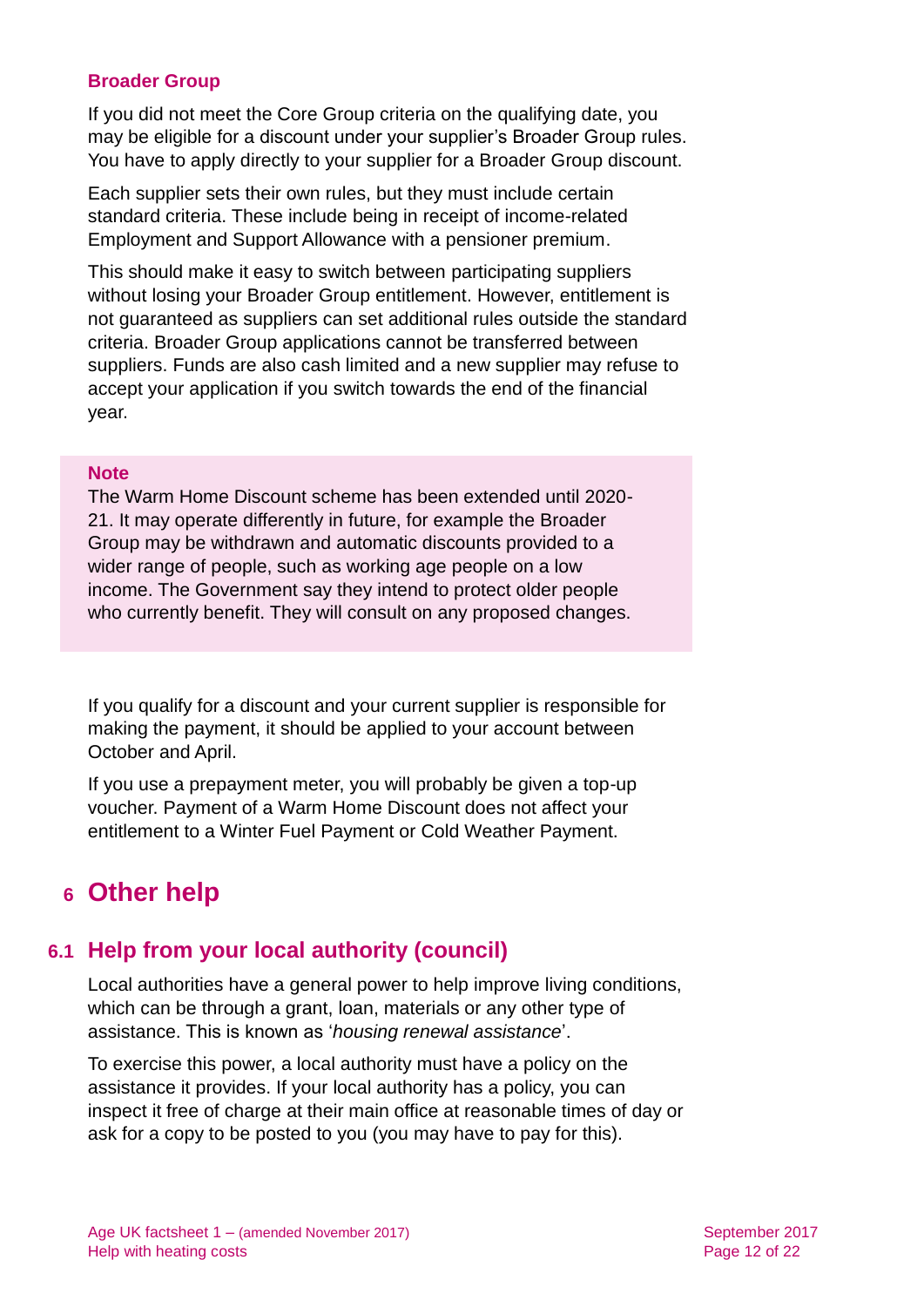### Broader Group

If you did not meet the Core Group criteria on the qualifying date, you may be eligible for a discount under your supplier's Broader Group rules. You have to apply directly to your supplier for a Broader Group discount.

Each supplier sets their own rules, but they must include certain standard criteria. These include being in receipt of income-related Employment and Support Allowance with a pensioner premium.

This should make it easy to switch between participating suppliers without losing your Broader Group entitlement. However, entitlement is not guaranteed as suppliers can set additional rules outside the standard criteria. Broader Group applications cannot be transferred between suppliers. Funds are also cash limited and a new supplier may refuse to accept your application if you switch towards the end of the financial year.

**Note**

The Warm Home Discount scheme has been extended until 2020-21. It may operate differently in future, for example the Broader Group may be withdrawn and automatic discounts provided to a wider range of people, such as working age people on a low income. The Government say they intend to protect older people who currently benefit. They will consult on any proposed changes.

If you qualify for a discount and your current supplier is responsible for making the payment, it should be applied to your account between October and April.

If you use a prepayment meter, you will probably be given a top-up voucher. Payment of a Warm Home Discount does not affect your entitlement to a Winter Fuel Payment or Cold Weather Payment.

# 6 Other help

## 6.1 Help from your local authority (council)

Local authorities have a general power to help improve living conditions, which can be through a grant, loan, materials or any other type of assistance. This is known as '*housing renewal assistance*'.

To exercise this power, a local authority must have a policy on the assistance it provides. If your local authority has a policy, you can inspect it free of charge at their main office at reasonable times of day or ask for a copy to be posted to you (you may have to pay for this).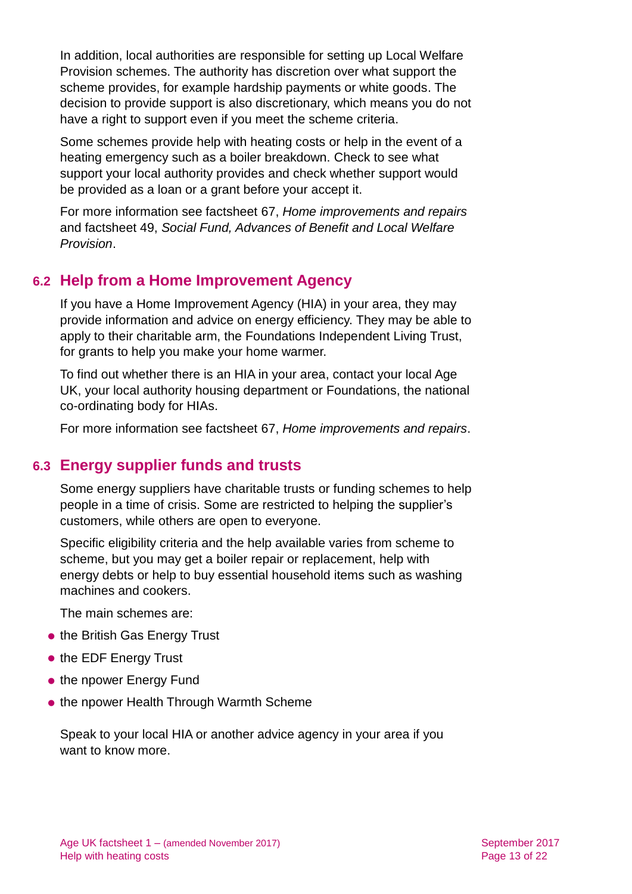In addition, local authorities are responsible for setting up Local Welfare Provision schemes. The authority has discretion over what support the scheme provides, for example hardship payments or white goods. The decision to provide support is also discretionary, which means you do not have a right to support even if you meet the scheme criteria.

Some schemes provide help with heating costs or help in the event of a heating emergency such as a boiler breakdown. Check to see what support your local authority provides and check whether support would be provided as a loan or a grant before your accept it.

For more information see factsheet 67, *Home improvements and repairs* and factsheet 49, *Social Fund, Advances of Benefit and Local Welfare Provision*.

## 6.2 Help from a Home Improvement Agency

If you have a Home Improvement Agency (HIA) in your area, they may provide information and advice on energy efficiency. They may be able to apply to their charitable arm, the Foundations Independent Living Trust, for grants to help you make your home warmer.

To find out whether there is an HIA in your area, contact your local Age UK, your local authority housing department or Foundations, the national co-ordinating body for HIAs.

For more information see factsheet 67, *Home improvements and repairs*.

## 6.3 Energy supplier funds and trusts

Some energy suppliers have charitable trusts or funding schemes to help people in a time of crisis. Some are restricted to helping the supplier's customers, while others are open to everyone.

Specific eligibility criteria and the help available varies from scheme to scheme, but you may get a boiler repair or replacement, help with energy debts or help to buy essential household items such as washing machines and cookers.

The main schemes are:

- the British Gas Energy Trust
- the EDF Energy Trust
- the npower Energy Fund
- the npower Health Through Warmth Scheme

Speak to your local HIA or another advice agency in your area if you want to know more.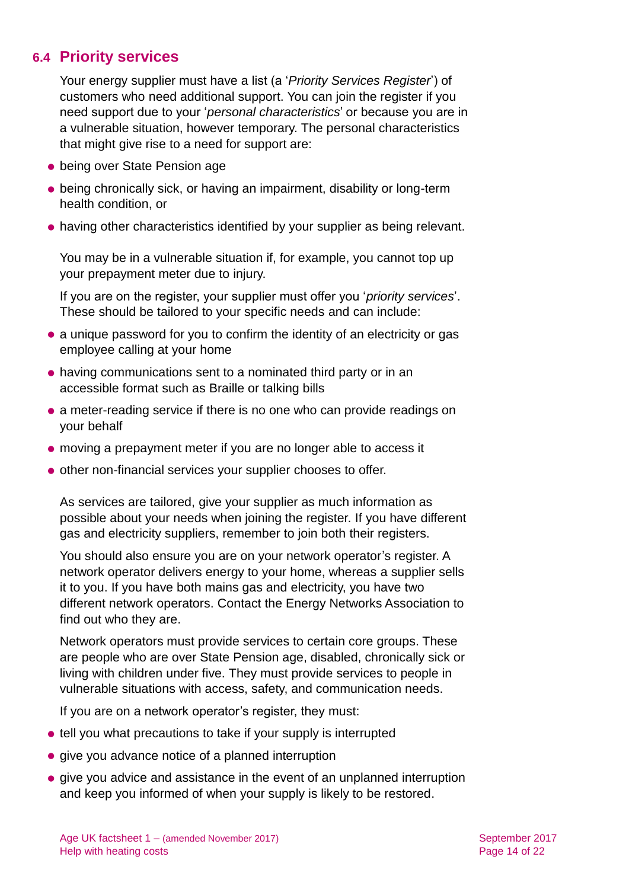## 6.4 Priority services

Your energy supplier must have a list (a '*Priority Services Register*') of customers who need additional support. You can join the register if you need support due to your '*personal characteristics*' or because you are in a vulnerable situation, however temporary. The personal characteristics that might give rise to a need for support are:

- being over State Pension age
- being chronically sick, or having an impairment, disability or long-term health condition, or
- having other characteristics identified by your supplier as being relevant.

You may be in a vulnerable situation if, for example, you cannot top up your prepayment meter due to injury.

If you are on the register, your supplier must offer you '*priority services*'. These should be tailored to your specific needs and can include:

- a unique password for you to confirm the identity of an electricity or gas employee calling at your home
- having communications sent to a nominated third party or in an accessible format such as Braille or talking bills
- a meter-reading service if there is no one who can provide readings on your behalf
- moving a prepayment meter if you are no longer able to access it
- other non-financial services your supplier chooses to offer.

As services are tailored, give your supplier as much information as possible about your needs when joining the register. If you have different gas and electricity suppliers, remember to join both their registers.

You should also ensure you are on your network operator's register. A network operator delivers energy to your home, whereas a supplier sells it to you. If you have both mains gas and electricity, you have two different network operators. Contact the Energy Networks Association to find out who they are.

Network operators must provide services to certain core groups. These are people who are over State Pension age, disabled, chronically sick or living with children under five. They must provide services to people in vulnerable situations with access, safety, and communication needs.

If you are on a network operator's register, they must:

- tell you what precautions to take if your supply is interrupted
- give you advance notice of a planned interruption
- give you advice and assistance in the event of an unplanned interruption and keep you informed of when your supply is likely to be restored.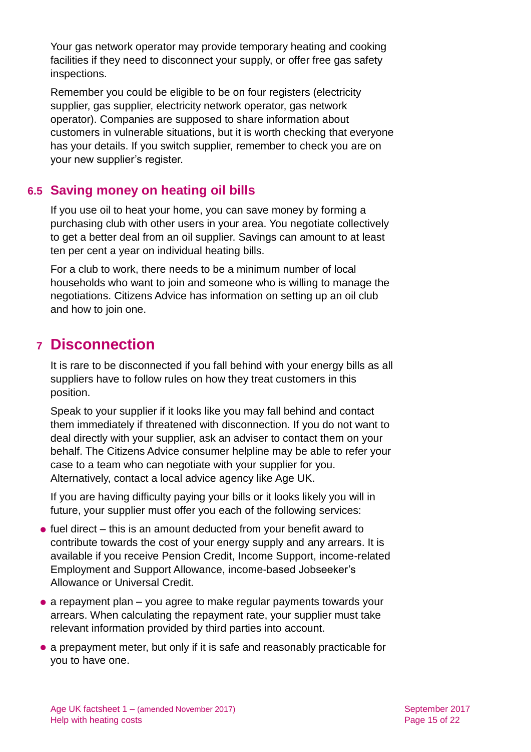Your gas network operator may provide temporary heating and cooking facilities if they need to disconnect your supply, or offer free gas safety inspections.

Remember you could be eligible to be on four registers (electricity supplier, gas supplier, electricity network operator, gas network operator). Companies are supposed to share information about customers in vulnerable situations, but it is worth checking that everyone has your details. If you switch supplier, remember to check you are on your new supplier's register.

### 6.5 Saving money on heating oil bills

If you use oil to heat your home, you can save money by forming a purchasing club with other users in your area. You negotiate collectively to get a better deal from an oil supplier. Savings can amount to at least ten per cent a year on individual heating bills.

For a club to work, there needs to be a minimum number of local households who want to join and someone who is willing to manage the negotiations. Citizens Advice has information on setting up an oil club and how to join one.

## 7 Disconnection

It is rare to be disconnected if you fall behind with your energy bills as all suppliers have to follow rules on how they treat customers in this position.

Speak to your supplier if it looks like you may fall behind and contact them immediately if threatened with disconnection. If you do not want to deal directly with your supplier, ask an adviser to contact them on your behalf. The Citizens Advice consumer helpline may be able to refer your case to a team who can negotiate with your supplier for you. Alternatively, contact a local advice agency like Age UK.

If you are having difficulty paying your bills or it looks likely you will in future, your supplier must offer you each of the following services:

- fuel direct – this is an amount deducted from your benefit award to contribute towards the cost of your energy supply and any arrears. It is available if you receive Pension Credit, Income Support, income-related Employment and Support Allowance, income-based Jobseeker's Allowance or Universal Credit.
- a repayment plan – you agree to make regular payments towards your arrears. When calculating the repayment rate, your supplier must take relevant information provided by third parties into account.
- a prepayment meter, but only if it is safe and reasonably practicable for you to have one.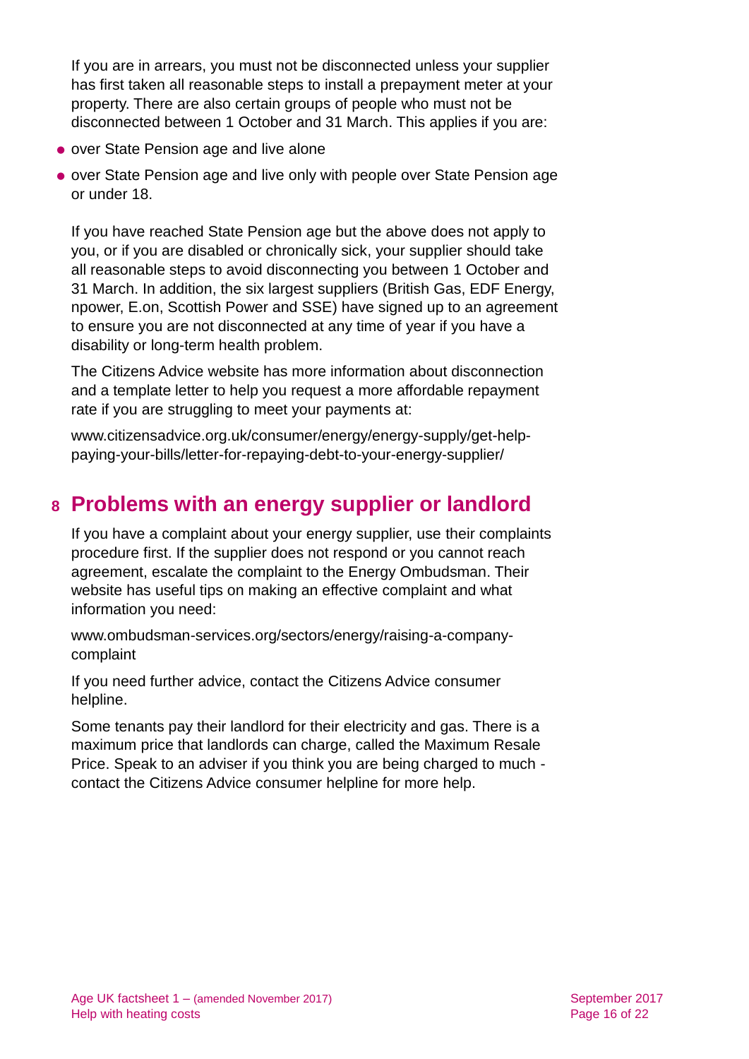If you are in arrears, you must not be disconnected unless your supplier has first taken all reasonable steps to install a prepayment meter at your property. There are also certain groups of people who must not be disconnected between 1 October and 31 March. This applies if you are:

- over State Pension age and live alone
- over State Pension age and live only with people over State Pension age or under 18.

If you have reached State Pension age but the above does not apply to you, or if you are disabled or chronically sick, your supplier should take all reasonable steps to avoid disconnecting you between 1 October and 31 March. In addition, the six largest suppliers (British Gas, EDF Energy, npower, E.on, Scottish Power and SSE) have signed up to an agreement to ensure you are not disconnected at any time of year if you have a disability or long-term health problem.

The Citizens Advice website has more information about disconnection and a template letter to help you request a more affordable repayment rate if you are struggling to meet your payments at:

www.citizensadvice.org.uk/consumer/energy/energy-supply/get-help-paying-your-bills/letter-for-repaying-debt-to-your-energy-supplier/

## 8 Problems with an energy supplier or landlord

If you have a complaint about your energy supplier, use their complaints procedure first. If the supplier does not respond or you cannot reach agreement, escalate the complaint to the Energy Ombudsman. Their website has useful tips on making an effective complaint and what information you need:

www.ombudsman-services.org/sectors/energy/raising-a-company-complaint

If you need further advice, contact the Citizens Advice consumer helpline.

Some tenants pay their landlord for their electricity and gas. There is a maximum price that landlords can charge, called the Maximum Resale Price. Speak to an adviser if you think you are being charged to much - contact the Citizens Advice consumer helpline for more help.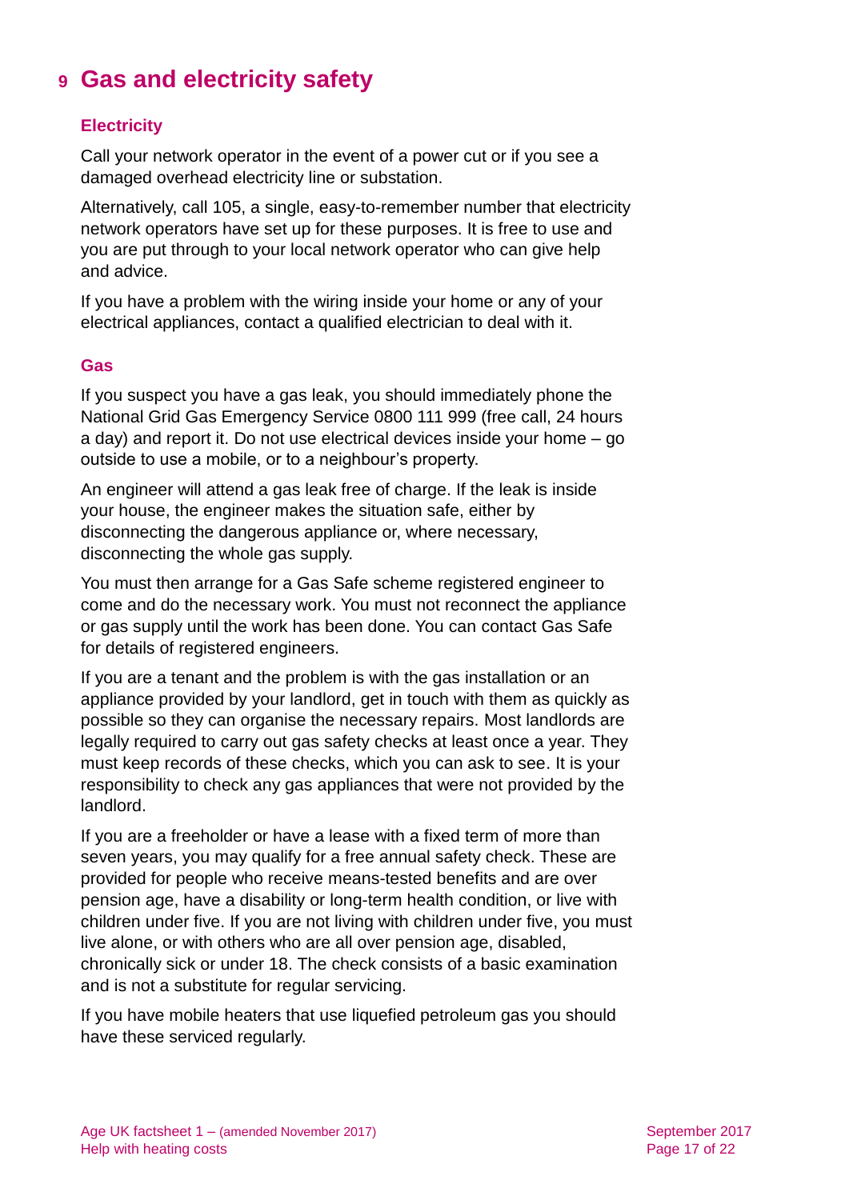# 9 Gas and electricity safety

### Electricity

Call your network operator in the event of a power cut or if you see a damaged overhead electricity line or substation.

Alternatively, call 105, a single, easy-to-remember number that electricity network operators have set up for these purposes. It is free to use and you are put through to your local network operator who can give help and advice.

If you have a problem with the wiring inside your home or any of your electrical appliances, contact a qualified electrician to deal with it.

### Gas

If you suspect you have a gas leak, you should immediately phone the National Grid Gas Emergency Service 0800 111 999 (free call, 24 hours a day) and report it. Do not use electrical devices inside your home – go outside to use a mobile, or to a neighbour's property.

An engineer will attend a gas leak free of charge. If the leak is inside your house, the engineer makes the situation safe, either by disconnecting the dangerous appliance or, where necessary, disconnecting the whole gas supply.

You must then arrange for a Gas Safe scheme registered engineer to come and do the necessary work. You must not reconnect the appliance or gas supply until the work has been done. You can contact Gas Safe for details of registered engineers.

If you are a tenant and the problem is with the gas installation or an appliance provided by your landlord, get in touch with them as quickly as possible so they can organise the necessary repairs. Most landlords are legally required to carry out gas safety checks at least once a year. They must keep records of these checks, which you can ask to see. It is your responsibility to check any gas appliances that were not provided by the landlord.

If you are a freeholder or have a lease with a fixed term of more than seven years, you may qualify for a free annual safety check. These are provided for people who receive means-tested benefits and are over pension age, have a disability or long-term health condition, or live with children under five. If you are not living with children under five, you must live alone, or with others who are all over pension age, disabled, chronically sick or under 18. The check consists of a basic examination and is not a substitute for regular servicing.

If you have mobile heaters that use liquefied petroleum gas you should have these serviced regularly.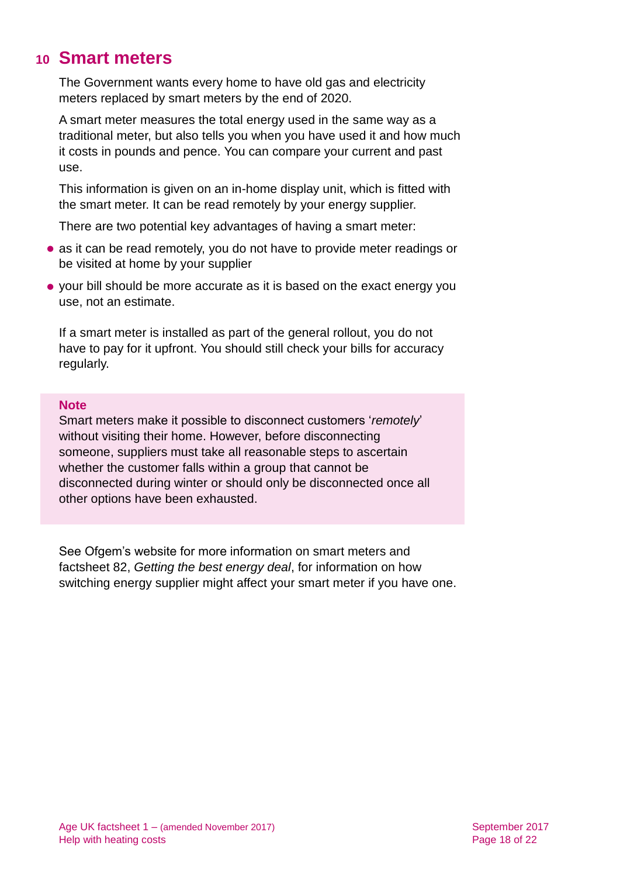## 10 Smart meters

The Government wants every home to have old gas and electricity meters replaced by smart meters by the end of 2020.

A smart meter measures the total energy used in the same way as a traditional meter, but also tells you when you have used it and how much it costs in pounds and pence. You can compare your current and past use.

This information is given on an in-home display unit, which is fitted with the smart meter. It can be read remotely by your energy supplier.

There are two potential key advantages of having a smart meter:

- as it can be read remotely, you do not have to provide meter readings or be visited at home by your supplier
- your bill should be more accurate as it is based on the exact energy you use, not an estimate.

If a smart meter is installed as part of the general rollout, you do not have to pay for it upfront. You should still check your bills for accuracy regularly.

> **Note**
> Smart meters make it possible to disconnect customers '*remotely*' without visiting their home. However, before disconnecting someone, suppliers must take all reasonable steps to ascertain whether the customer falls within a group that cannot be disconnected during winter or should only be disconnected once all other options have been exhausted.

See Ofgem's website for more information on smart meters and factsheet 82, *Getting the best energy deal*, for information on how switching energy supplier might affect your smart meter if you have one.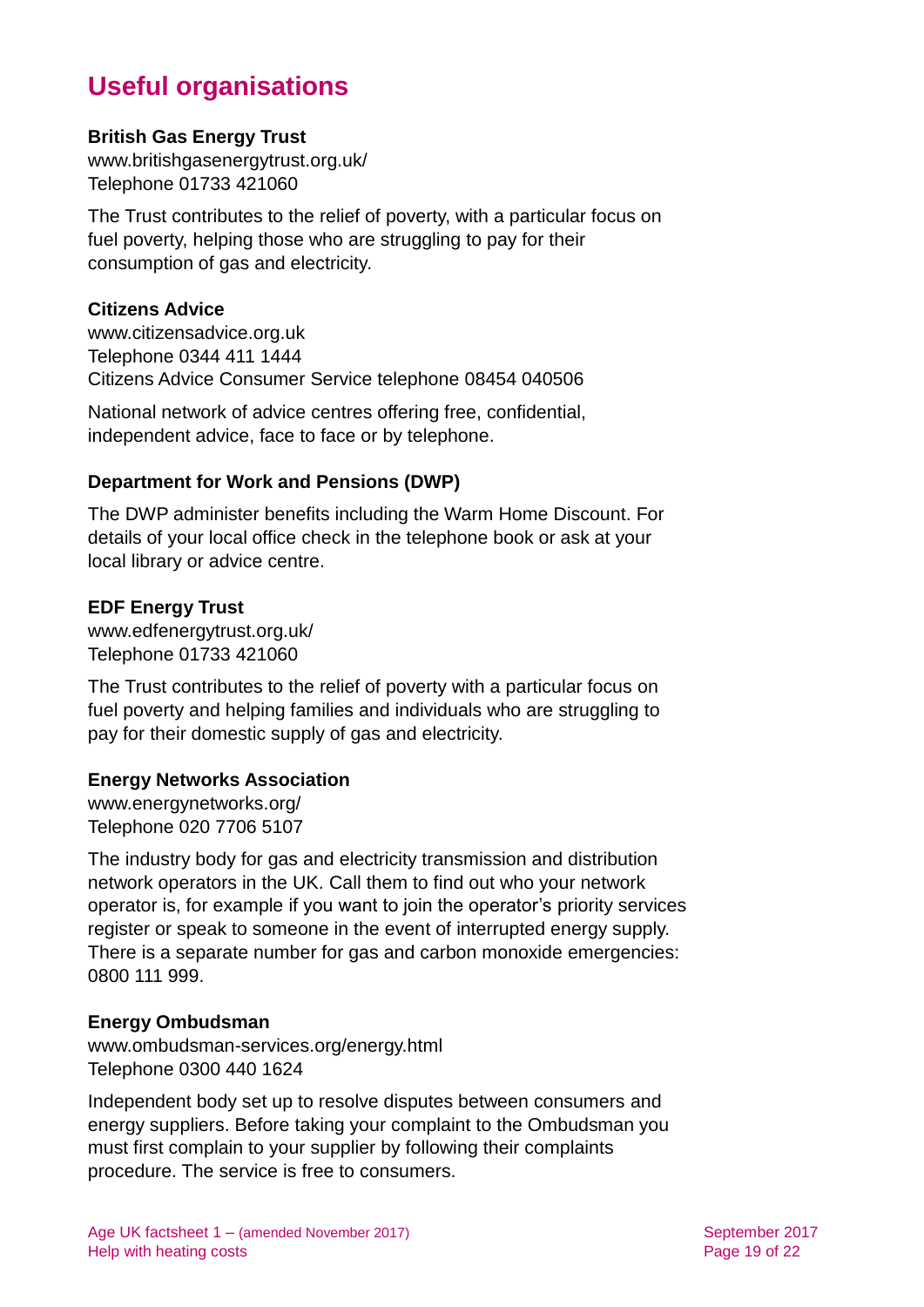# Useful organisations

**British Gas Energy Trust**
www.britishgasenergytrust.org.uk/
Telephone 01733 421060

The Trust contributes to the relief of poverty, with a particular focus on fuel poverty, helping those who are struggling to pay for their consumption of gas and electricity.

**Citizens Advice**
www.citizensadvice.org.uk
Telephone 0344 411 1444
Citizens Advice Consumer Service telephone 08454 040506

National network of advice centres offering free, confidential, independent advice, face to face or by telephone.

**Department for Work and Pensions (DWP)**

The DWP administer benefits including the Warm Home Discount. For details of your local office check in the telephone book or ask at your local library or advice centre.

**EDF Energy Trust**
www.edfenergytrust.org.uk/
Telephone 01733 421060

The Trust contributes to the relief of poverty with a particular focus on fuel poverty and helping families and individuals who are struggling to pay for their domestic supply of gas and electricity.

**Energy Networks Association**
www.energynetworks.org/
Telephone 020 7706 5107

The industry body for gas and electricity transmission and distribution network operators in the UK. Call them to find out who your network operator is, for example if you want to join the operator's priority services register or speak to someone in the event of interrupted energy supply. There is a separate number for gas and carbon monoxide emergencies: 0800 111 999.

**Energy Ombudsman**
www.ombudsman-services.org/energy.html
Telephone 0300 440 1624

Independent body set up to resolve disputes between consumers and energy suppliers. Before taking your complaint to the Ombudsman you must first complain to your supplier by following their complaints procedure. The service is free to consumers.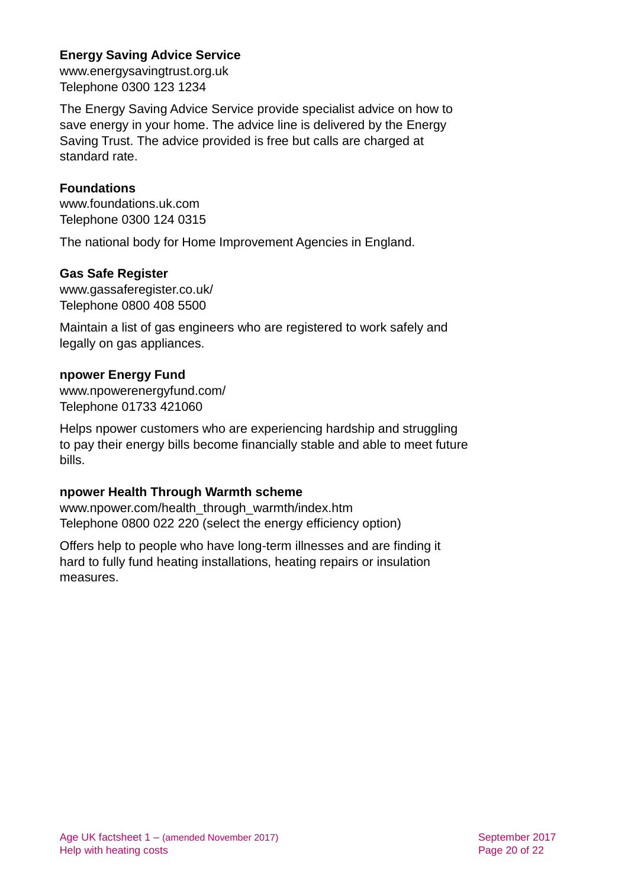**Energy Saving Advice Service**
www.energysavingtrust.org.uk
Telephone 0300 123 1234

The Energy Saving Advice Service provide specialist advice on how to save energy in your home. The advice line is delivered by the Energy Saving Trust. The advice provided is free but calls are charged at standard rate.

**Foundations**
www.foundations.uk.com
Telephone 0300 124 0315

The national body for Home Improvement Agencies in England.

**Gas Safe Register**
www.gassaferegister.co.uk/
Telephone 0800 408 5500

Maintain a list of gas engineers who are registered to work safely and legally on gas appliances.

**npower Energy Fund**
www.npowerenergyfund.com/
Telephone 01733 421060

Helps npower customers who are experiencing hardship and struggling to pay their energy bills become financially stable and able to meet future bills.

**npower Health Through Warmth scheme**
www.npower.com/health_through_warmth/index.htm
Telephone 0800 022 220 (select the energy efficiency option)

Offers help to people who have long-term illnesses and are finding it hard to fully fund heating installations, heating repairs or insulation measures.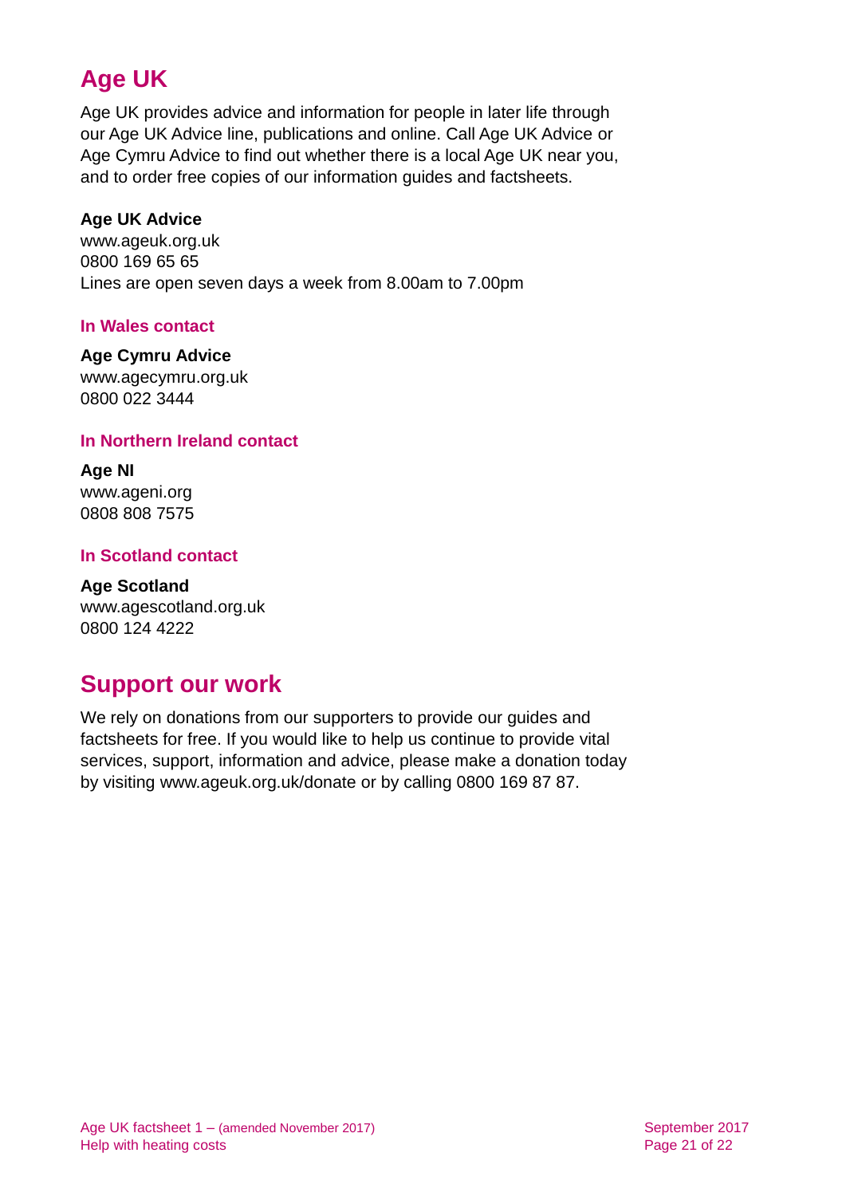## Age UK

Age UK provides advice and information for people in later life through our Age UK Advice line, publications and online. Call Age UK Advice or Age Cymru Advice to find out whether there is a local Age UK near you, and to order free copies of our information guides and factsheets.

**Age UK Advice**
www.ageuk.org.uk
0800 169 65 65
Lines are open seven days a week from 8.00am to 7.00pm

### In Wales contact

**Age Cymru Advice**
www.agecymru.org.uk
0800 022 3444

### In Northern Ireland contact

**Age NI**
www.ageni.org
0808 808 7575

### In Scotland contact

**Age Scotland**
www.agescotland.org.uk
0800 124 4222

## Support our work

We rely on donations from our supporters to provide our guides and factsheets for free. If you would like to help us continue to provide vital services, support, information and advice, please make a donation today by visiting www.ageuk.org.uk/donate or by calling 0800 169 87 87.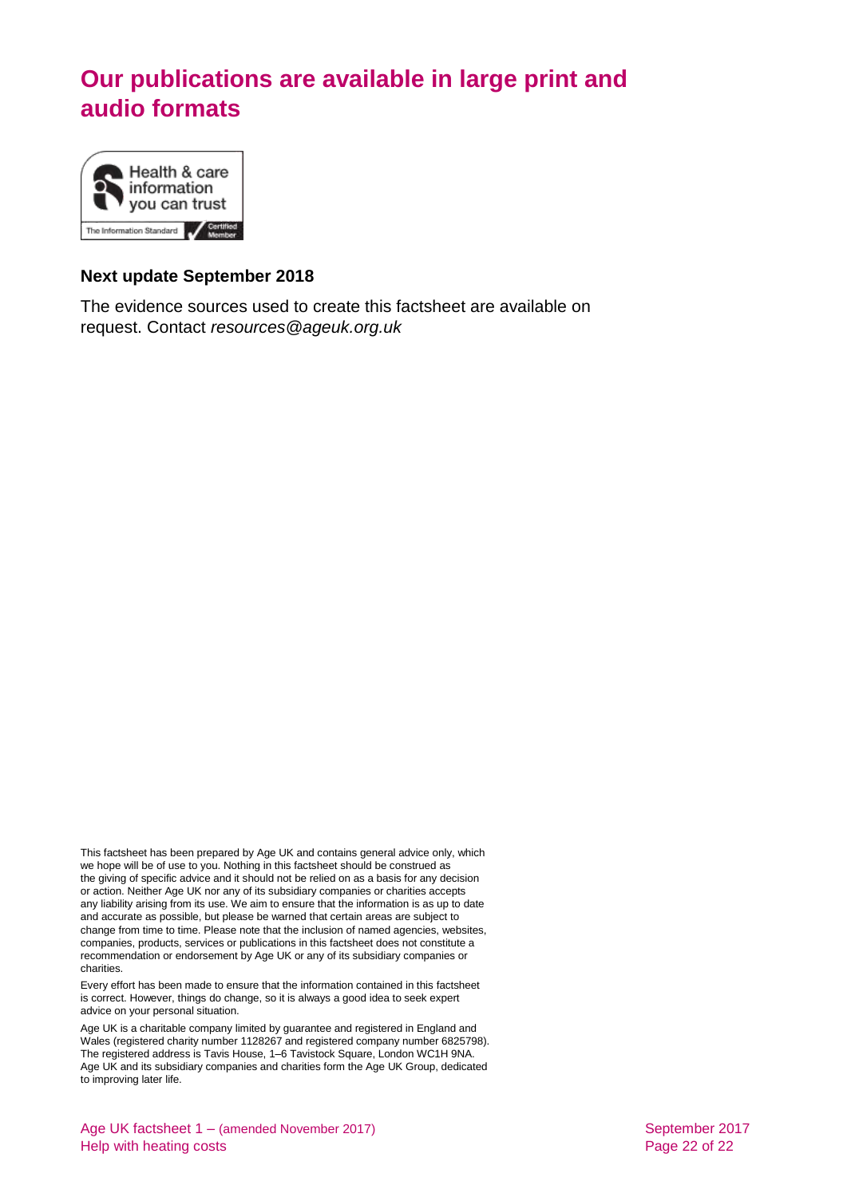# Our publications are available in large print and audio formats

Health & care information you can trust

The Information Standard Certified Member

**Next update September 2018**

The evidence sources used to create this factsheet are available on request. Contact *resources@ageuk.org.uk*

This factsheet has been prepared by Age UK and contains general advice only, which we hope will be of use to you. Nothing in this factsheet should be construed as the giving of specific advice and it should not be relied on as a basis for any decision or action. Neither Age UK nor any of its subsidiary companies or charities accepts any liability arising from its use. We aim to ensure that the information is as up to date and accurate as possible, but please be warned that certain areas are subject to change from time to time. Please note that the inclusion of named agencies, websites, companies, products, services or publications in this factsheet does not constitute a recommendation or endorsement by Age UK or any of its subsidiary companies or charities.

Every effort has been made to ensure that the information contained in this factsheet is correct. However, things do change, so it is always a good idea to seek expert advice on your personal situation.

Age UK is a charitable company limited by guarantee and registered in England and Wales (registered charity number 1128267 and registered company number 6825798). The registered address is Tavis House, 1–6 Tavistock Square, London WC1H 9NA. Age UK and its subsidiary companies and charities form the Age UK Group, dedicated to improving later life.